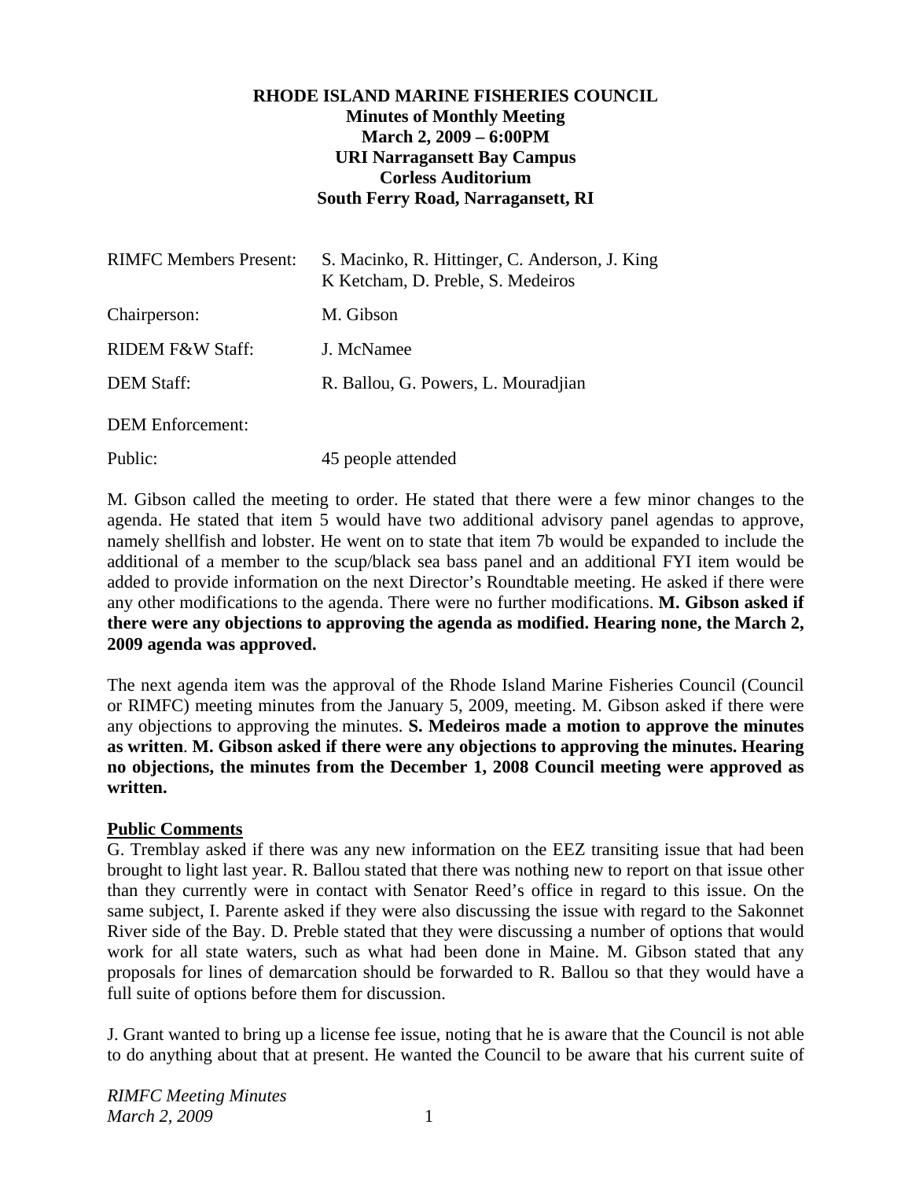**RHODE ISLAND MARINE FISHERIES COUNCIL**
**Minutes of Monthly Meeting**
**March 2, 2009 – 6:00PM**
**URI Narragansett Bay Campus**
**Corless Auditorium**
**South Ferry Road, Narragansett, RI**

| | |
|---|---|
| RIMFC Members Present: | S. Macinko, R. Hittinger, C. Anderson, J. King K Ketcham, D. Preble, S. Medeiros |
| Chairperson: | M. Gibson |
| RIDEM F&W Staff: | J. McNamee |
| DEM Staff: | R. Ballou, G. Powers, L. Mouradjian |
| DEM Enforcement: | |
| Public: | 45 people attended |

M. Gibson called the meeting to order. He stated that there were a few minor changes to the agenda. He stated that item 5 would have two additional advisory panel agendas to approve, namely shellfish and lobster. He went on to state that item 7b would be expanded to include the additional of a member to the scup/black sea bass panel and an additional FYI item would be added to provide information on the next Director's Roundtable meeting. He asked if there were any other modifications to the agenda. There were no further modifications. **M. Gibson asked if there were any objections to approving the agenda as modified. Hearing none, the March 2, 2009 agenda was approved.**

The next agenda item was the approval of the Rhode Island Marine Fisheries Council (Council or RIMFC) meeting minutes from the January 5, 2009, meeting. M. Gibson asked if there were any objections to approving the minutes. **S. Medeiros made a motion to approve the minutes as written**. **M. Gibson asked if there were any objections to approving the minutes. Hearing no objections, the minutes from the December 1, 2008 Council meeting were approved as written.**

**Public Comments**

G. Tremblay asked if there was any new information on the EEZ transiting issue that had been brought to light last year. R. Ballou stated that there was nothing new to report on that issue other than they currently were in contact with Senator Reed's office in regard to this issue. On the same subject, I. Parente asked if they were also discussing the issue with regard to the Sakonnet River side of the Bay. D. Preble stated that they were discussing a number of options that would work for all state waters, such as what had been done in Maine. M. Gibson stated that any proposals for lines of demarcation should be forwarded to R. Ballou so that they would have a full suite of options before them for discussion.

J. Grant wanted to bring up a license fee issue, noting that he is aware that the Council is not able to do anything about that at present. He wanted the Council to be aware that his current suite of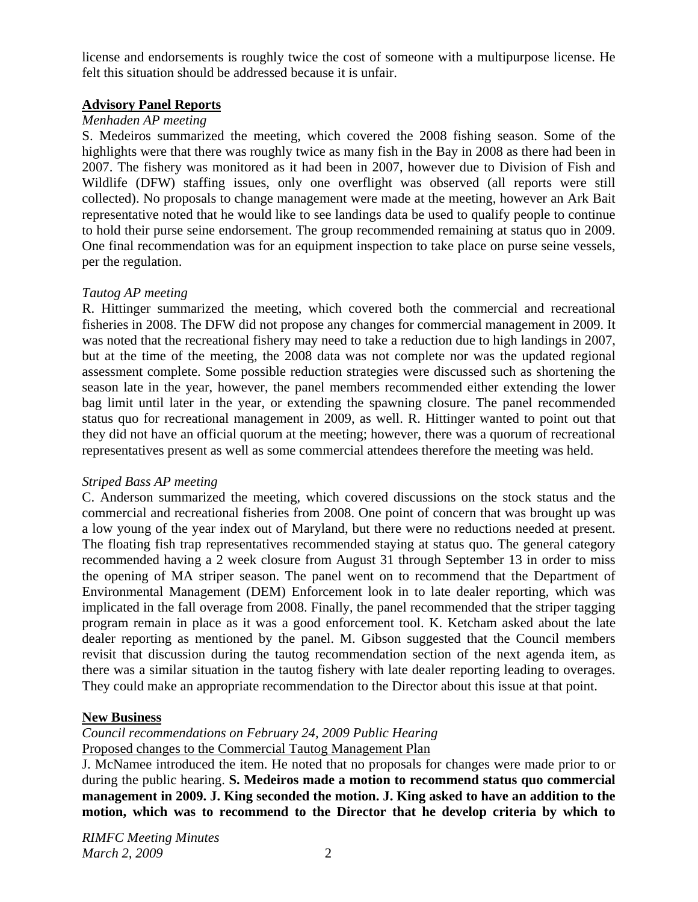license and endorsements is roughly twice the cost of someone with a multipurpose license. He felt this situation should be addressed because it is unfair.

**Advisory Panel Reports**

*Menhaden AP meeting*

S. Medeiros summarized the meeting, which covered the 2008 fishing season. Some of the highlights were that there was roughly twice as many fish in the Bay in 2008 as there had been in 2007. The fishery was monitored as it had been in 2007, however due to Division of Fish and Wildlife (DFW) staffing issues, only one overflight was observed (all reports were still collected). No proposals to change management were made at the meeting, however an Ark Bait representative noted that he would like to see landings data be used to qualify people to continue to hold their purse seine endorsement. The group recommended remaining at status quo in 2009. One final recommendation was for an equipment inspection to take place on purse seine vessels, per the regulation.

*Tautog AP meeting*

R. Hittinger summarized the meeting, which covered both the commercial and recreational fisheries in 2008. The DFW did not propose any changes for commercial management in 2009. It was noted that the recreational fishery may need to take a reduction due to high landings in 2007, but at the time of the meeting, the 2008 data was not complete nor was the updated regional assessment complete. Some possible reduction strategies were discussed such as shortening the season late in the year, however, the panel members recommended either extending the lower bag limit until later in the year, or extending the spawning closure. The panel recommended status quo for recreational management in 2009, as well. R. Hittinger wanted to point out that they did not have an official quorum at the meeting; however, there was a quorum of recreational representatives present as well as some commercial attendees therefore the meeting was held.

*Striped Bass AP meeting*

C. Anderson summarized the meeting, which covered discussions on the stock status and the commercial and recreational fisheries from 2008. One point of concern that was brought up was a low young of the year index out of Maryland, but there were no reductions needed at present. The floating fish trap representatives recommended staying at status quo. The general category recommended having a 2 week closure from August 31 through September 13 in order to miss the opening of MA striper season. The panel went on to recommend that the Department of Environmental Management (DEM) Enforcement look in to late dealer reporting, which was implicated in the fall overage from 2008. Finally, the panel recommended that the striper tagging program remain in place as it was a good enforcement tool. K. Ketcham asked about the late dealer reporting as mentioned by the panel. M. Gibson suggested that the Council members revisit that discussion during the tautog recommendation section of the next agenda item, as there was a similar situation in the tautog fishery with late dealer reporting leading to overages. They could make an appropriate recommendation to the Director about this issue at that point.

**New Business**

*Council recommendations on February 24, 2009 Public Hearing*

Proposed changes to the Commercial Tautog Management Plan

J. McNamee introduced the item. He noted that no proposals for changes were made prior to or during the public hearing. **S. Medeiros made a motion to recommend status quo commercial management in 2009. J. King seconded the motion. J. King asked to have an addition to the motion, which was to recommend to the Director that he develop criteria by which to**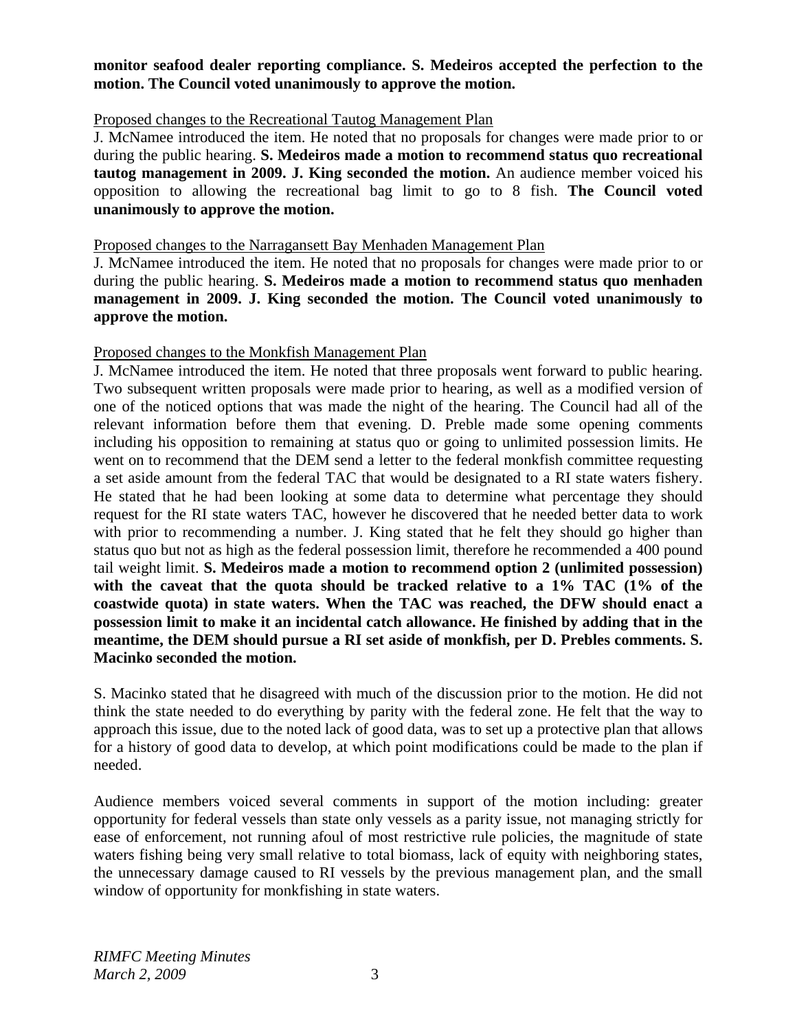**monitor seafood dealer reporting compliance. S. Medeiros accepted the perfection to the motion. The Council voted unanimously to approve the motion.**

Proposed changes to the Recreational Tautog Management Plan

J. McNamee introduced the item. He noted that no proposals for changes were made prior to or during the public hearing. **S. Medeiros made a motion to recommend status quo recreational tautog management in 2009. J. King seconded the motion.** An audience member voiced his opposition to allowing the recreational bag limit to go to 8 fish. **The Council voted unanimously to approve the motion.**

Proposed changes to the Narragansett Bay Menhaden Management Plan

J. McNamee introduced the item. He noted that no proposals for changes were made prior to or during the public hearing. **S. Medeiros made a motion to recommend status quo menhaden management in 2009. J. King seconded the motion. The Council voted unanimously to approve the motion.**

Proposed changes to the Monkfish Management Plan

J. McNamee introduced the item. He noted that three proposals went forward to public hearing. Two subsequent written proposals were made prior to hearing, as well as a modified version of one of the noticed options that was made the night of the hearing. The Council had all of the relevant information before them that evening. D. Preble made some opening comments including his opposition to remaining at status quo or going to unlimited possession limits. He went on to recommend that the DEM send a letter to the federal monkfish committee requesting a set aside amount from the federal TAC that would be designated to a RI state waters fishery. He stated that he had been looking at some data to determine what percentage they should request for the RI state waters TAC, however he discovered that he needed better data to work with prior to recommending a number. J. King stated that he felt they should go higher than status quo but not as high as the federal possession limit, therefore he recommended a 400 pound tail weight limit. **S. Medeiros made a motion to recommend option 2 (unlimited possession) with the caveat that the quota should be tracked relative to a 1% TAC (1% of the coastwide quota) in state waters. When the TAC was reached, the DFW should enact a possession limit to make it an incidental catch allowance. He finished by adding that in the meantime, the DEM should pursue a RI set aside of monkfish, per D. Prebles comments. S. Macinko seconded the motion.**

S. Macinko stated that he disagreed with much of the discussion prior to the motion. He did not think the state needed to do everything by parity with the federal zone. He felt that the way to approach this issue, due to the noted lack of good data, was to set up a protective plan that allows for a history of good data to develop, at which point modifications could be made to the plan if needed.

Audience members voiced several comments in support of the motion including: greater opportunity for federal vessels than state only vessels as a parity issue, not managing strictly for ease of enforcement, not running afoul of most restrictive rule policies, the magnitude of state waters fishing being very small relative to total biomass, lack of equity with neighboring states, the unnecessary damage caused to RI vessels by the previous management plan, and the small window of opportunity for monkfishing in state waters.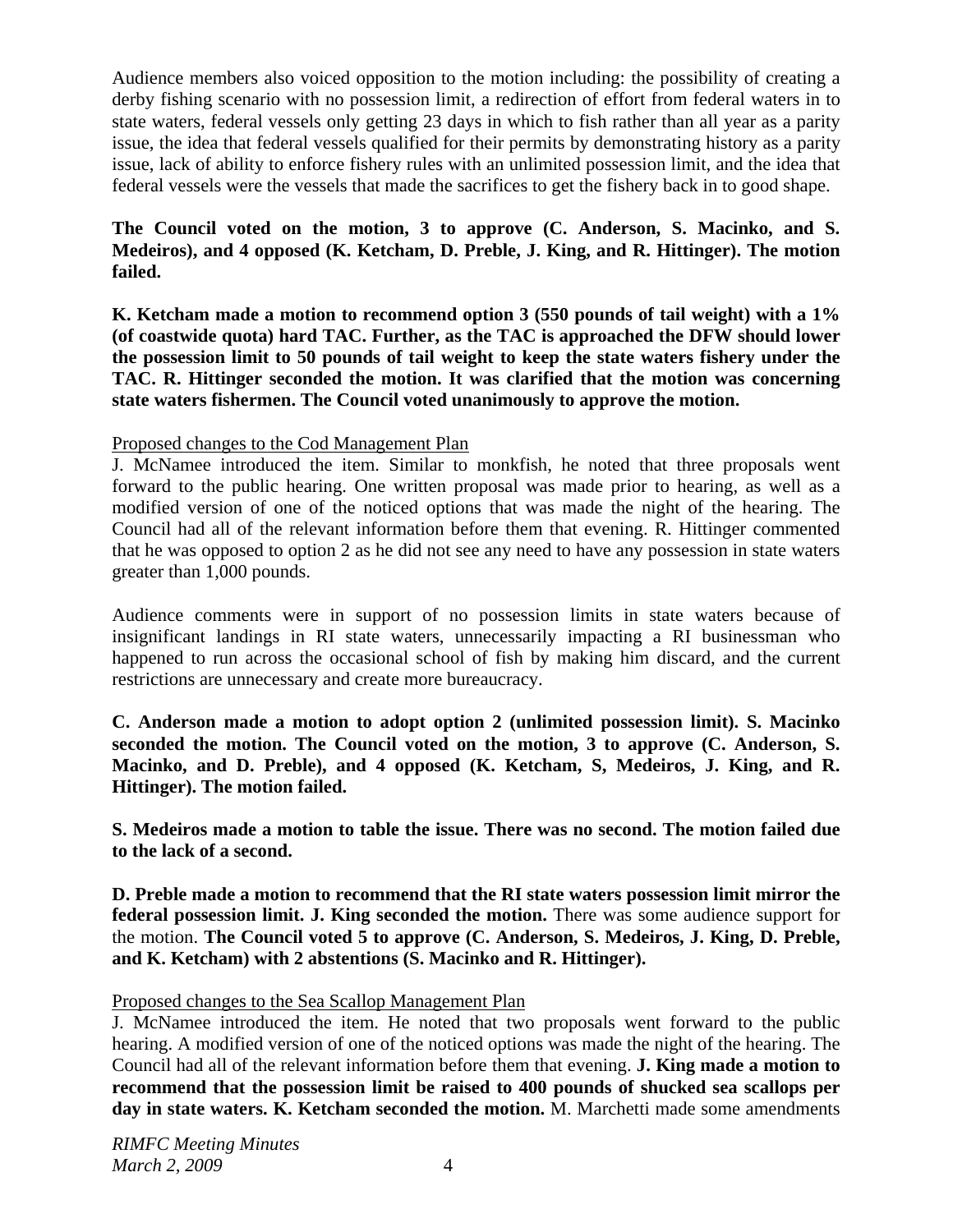Audience members also voiced opposition to the motion including: the possibility of creating a derby fishing scenario with no possession limit, a redirection of effort from federal waters in to state waters, federal vessels only getting 23 days in which to fish rather than all year as a parity issue, the idea that federal vessels qualified for their permits by demonstrating history as a parity issue, lack of ability to enforce fishery rules with an unlimited possession limit, and the idea that federal vessels were the vessels that made the sacrifices to get the fishery back in to good shape.

**The Council voted on the motion, 3 to approve (C. Anderson, S. Macinko, and S. Medeiros), and 4 opposed (K. Ketcham, D. Preble, J. King, and R. Hittinger). The motion failed.**

**K. Ketcham made a motion to recommend option 3 (550 pounds of tail weight) with a 1% (of coastwide quota) hard TAC. Further, as the TAC is approached the DFW should lower the possession limit to 50 pounds of tail weight to keep the state waters fishery under the TAC. R. Hittinger seconded the motion. It was clarified that the motion was concerning state waters fishermen. The Council voted unanimously to approve the motion.**

Proposed changes to the Cod Management Plan

J. McNamee introduced the item. Similar to monkfish, he noted that three proposals went forward to the public hearing. One written proposal was made prior to hearing, as well as a modified version of one of the noticed options that was made the night of the hearing. The Council had all of the relevant information before them that evening. R. Hittinger commented that he was opposed to option 2 as he did not see any need to have any possession in state waters greater than 1,000 pounds.

Audience comments were in support of no possession limits in state waters because of insignificant landings in RI state waters, unnecessarily impacting a RI businessman who happened to run across the occasional school of fish by making him discard, and the current restrictions are unnecessary and create more bureaucracy.

**C. Anderson made a motion to adopt option 2 (unlimited possession limit). S. Macinko seconded the motion. The Council voted on the motion, 3 to approve (C. Anderson, S. Macinko, and D. Preble), and 4 opposed (K. Ketcham, S, Medeiros, J. King, and R. Hittinger). The motion failed.**

**S. Medeiros made a motion to table the issue. There was no second. The motion failed due to the lack of a second.**

**D. Preble made a motion to recommend that the RI state waters possession limit mirror the federal possession limit. J. King seconded the motion.** There was some audience support for the motion. **The Council voted 5 to approve (C. Anderson, S. Medeiros, J. King, D. Preble, and K. Ketcham) with 2 abstentions (S. Macinko and R. Hittinger).**

Proposed changes to the Sea Scallop Management Plan

J. McNamee introduced the item. He noted that two proposals went forward to the public hearing. A modified version of one of the noticed options was made the night of the hearing. The Council had all of the relevant information before them that evening. **J. King made a motion to recommend that the possession limit be raised to 400 pounds of shucked sea scallops per day in state waters. K. Ketcham seconded the motion.** M. Marchetti made some amendments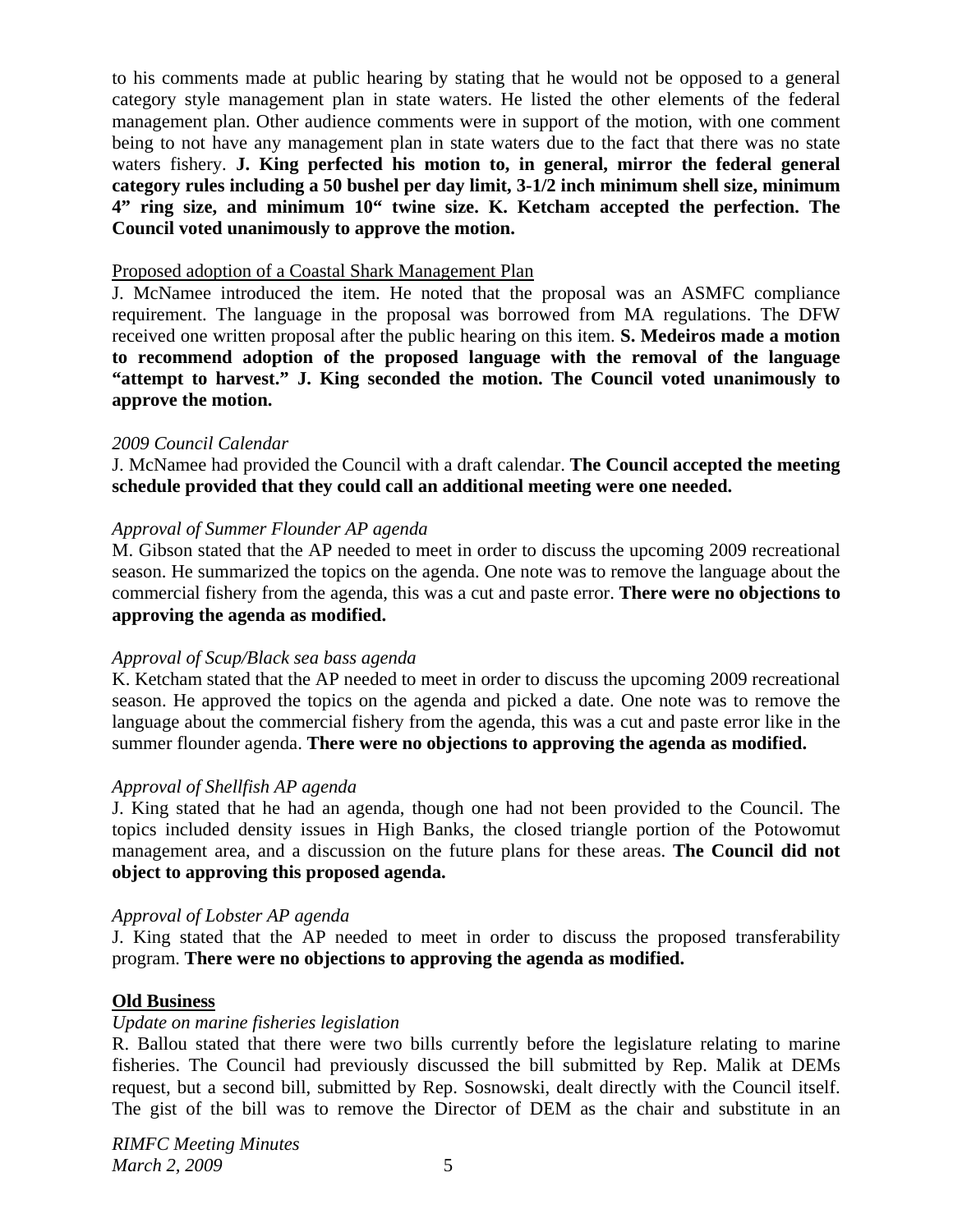to his comments made at public hearing by stating that he would not be opposed to a general category style management plan in state waters. He listed the other elements of the federal management plan. Other audience comments were in support of the motion, with one comment being to not have any management plan in state waters due to the fact that there was no state waters fishery. **J. King perfected his motion to, in general, mirror the federal general category rules including a 50 bushel per day limit, 3-1/2 inch minimum shell size, minimum 4" ring size, and minimum 10" twine size. K. Ketcham accepted the perfection. The Council voted unanimously to approve the motion.**

Proposed adoption of a Coastal Shark Management Plan

J. McNamee introduced the item. He noted that the proposal was an ASMFC compliance requirement. The language in the proposal was borrowed from MA regulations. The DFW received one written proposal after the public hearing on this item. **S. Medeiros made a motion to recommend adoption of the proposed language with the removal of the language "attempt to harvest." J. King seconded the motion. The Council voted unanimously to approve the motion.**

*2009 Council Calendar*

J. McNamee had provided the Council with a draft calendar. **The Council accepted the meeting schedule provided that they could call an additional meeting were one needed.**

*Approval of Summer Flounder AP agenda*

M. Gibson stated that the AP needed to meet in order to discuss the upcoming 2009 recreational season. He summarized the topics on the agenda. One note was to remove the language about the commercial fishery from the agenda, this was a cut and paste error. **There were no objections to approving the agenda as modified.**

*Approval of Scup/Black sea bass agenda*

K. Ketcham stated that the AP needed to meet in order to discuss the upcoming 2009 recreational season. He approved the topics on the agenda and picked a date. One note was to remove the language about the commercial fishery from the agenda, this was a cut and paste error like in the summer flounder agenda. **There were no objections to approving the agenda as modified.**

*Approval of Shellfish AP agenda*

J. King stated that he had an agenda, though one had not been provided to the Council. The topics included density issues in High Banks, the closed triangle portion of the Potowomut management area, and a discussion on the future plans for these areas. **The Council did not object to approving this proposed agenda.**

*Approval of Lobster AP agenda*

J. King stated that the AP needed to meet in order to discuss the proposed transferability program. **There were no objections to approving the agenda as modified.**

## Old Business

*Update on marine fisheries legislation*

R. Ballou stated that there were two bills currently before the legislature relating to marine fisheries. The Council had previously discussed the bill submitted by Rep. Malik at DEMs request, but a second bill, submitted by Rep. Sosnowski, dealt directly with the Council itself. The gist of the bill was to remove the Director of DEM as the chair and substitute in an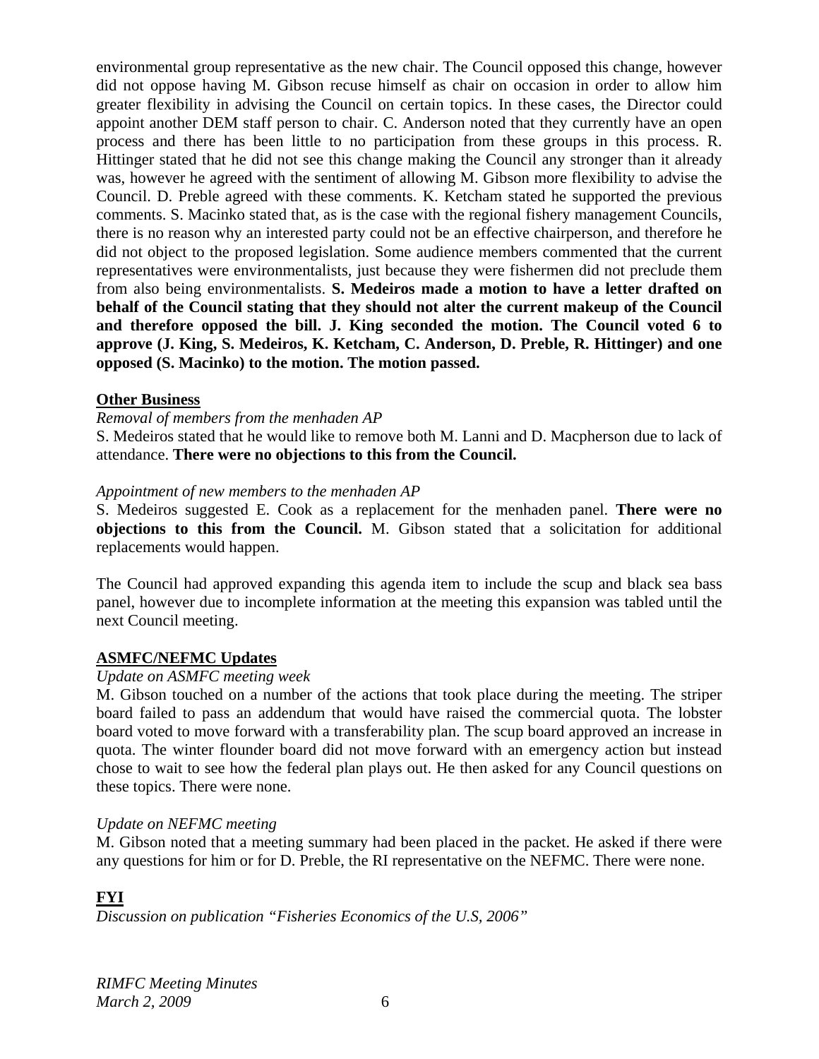environmental group representative as the new chair. The Council opposed this change, however did not oppose having M. Gibson recuse himself as chair on occasion in order to allow him greater flexibility in advising the Council on certain topics. In these cases, the Director could appoint another DEM staff person to chair. C. Anderson noted that they currently have an open process and there has been little to no participation from these groups in this process. R. Hittinger stated that he did not see this change making the Council any stronger than it already was, however he agreed with the sentiment of allowing M. Gibson more flexibility to advise the Council. D. Preble agreed with these comments. K. Ketcham stated he supported the previous comments. S. Macinko stated that, as is the case with the regional fishery management Councils, there is no reason why an interested party could not be an effective chairperson, and therefore he did not object to the proposed legislation. Some audience members commented that the current representatives were environmentalists, just because they were fishermen did not preclude them from also being environmentalists. **S. Medeiros made a motion to have a letter drafted on behalf of the Council stating that they should not alter the current makeup of the Council and therefore opposed the bill. J. King seconded the motion. The Council voted 6 to approve (J. King, S. Medeiros, K. Ketcham, C. Anderson, D. Preble, R. Hittinger) and one opposed (S. Macinko) to the motion. The motion passed.**

## Other Business

*Removal of members from the menhaden AP*

S. Medeiros stated that he would like to remove both M. Lanni and D. Macpherson due to lack of attendance. **There were no objections to this from the Council.**

*Appointment of new members to the menhaden AP*

S. Medeiros suggested E. Cook as a replacement for the menhaden panel. **There were no objections to this from the Council.** M. Gibson stated that a solicitation for additional replacements would happen.

The Council had approved expanding this agenda item to include the scup and black sea bass panel, however due to incomplete information at the meeting this expansion was tabled until the next Council meeting.

## ASMFC/NEFMC Updates

*Update on ASMFC meeting week*

M. Gibson touched on a number of the actions that took place during the meeting. The striper board failed to pass an addendum that would have raised the commercial quota. The lobster board voted to move forward with a transferability plan. The scup board approved an increase in quota. The winter flounder board did not move forward with an emergency action but instead chose to wait to see how the federal plan plays out. He then asked for any Council questions on these topics. There were none.

*Update on NEFMC meeting*

M. Gibson noted that a meeting summary had been placed in the packet. He asked if there were any questions for him or for D. Preble, the RI representative on the NEFMC. There were none.

## FYI

*Discussion on publication "Fisheries Economics of the U.S, 2006"*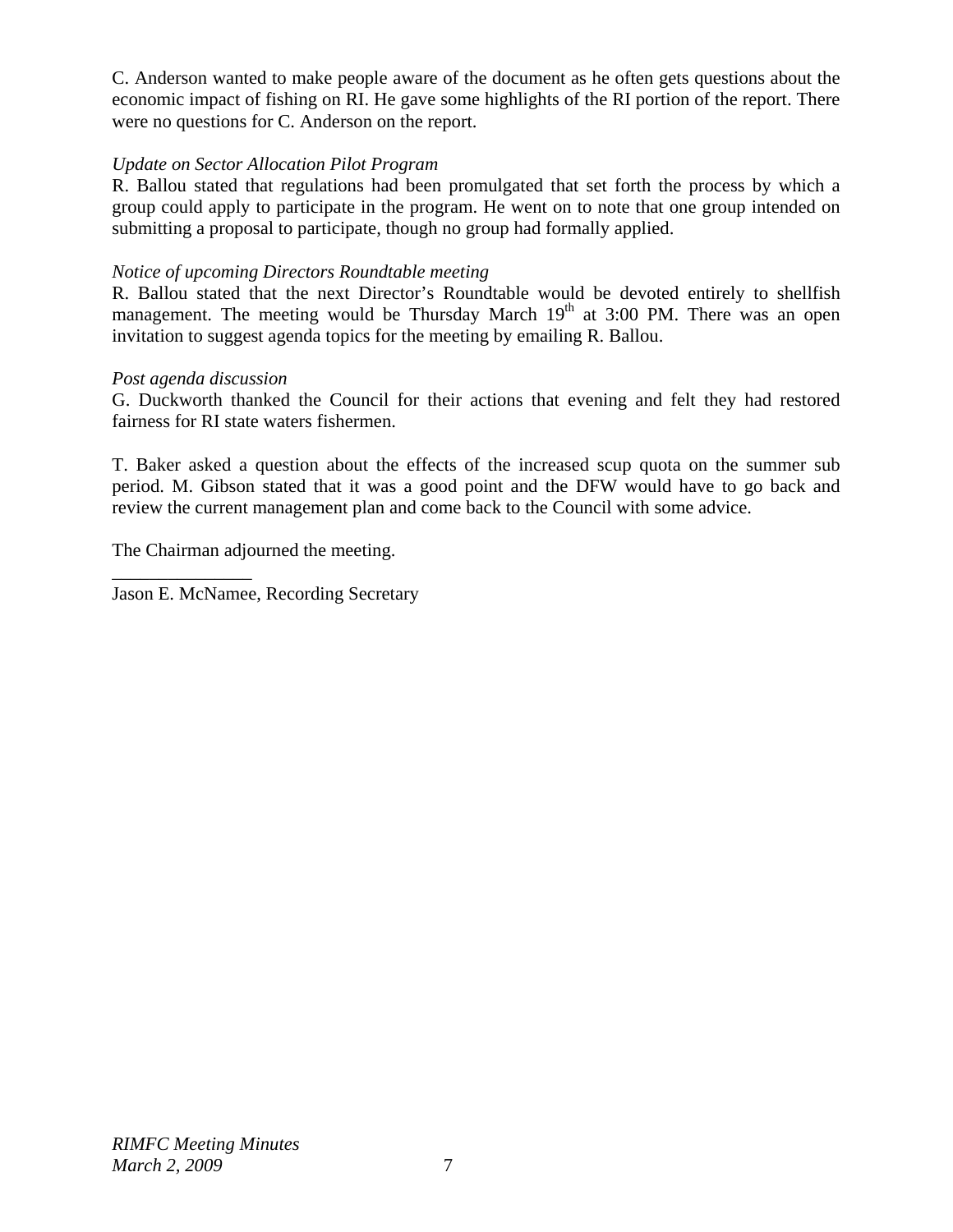C. Anderson wanted to make people aware of the document as he often gets questions about the economic impact of fishing on RI. He gave some highlights of the RI portion of the report. There were no questions for C. Anderson on the report.

*Update on Sector Allocation Pilot Program*

R. Ballou stated that regulations had been promulgated that set forth the process by which a group could apply to participate in the program. He went on to note that one group intended on submitting a proposal to participate, though no group had formally applied.

*Notice of upcoming Directors Roundtable meeting*

R. Ballou stated that the next Director's Roundtable would be devoted entirely to shellfish management. The meeting would be Thursday March 19th at 3:00 PM. There was an open invitation to suggest agenda topics for the meeting by emailing R. Ballou.

*Post agenda discussion*

G. Duckworth thanked the Council for their actions that evening and felt they had restored fairness for RI state waters fishermen.

T. Baker asked a question about the effects of the increased scup quota on the summer sub period. M. Gibson stated that it was a good point and the DFW would have to go back and review the current management plan and come back to the Council with some advice.

The Chairman adjourned the meeting.

_______________

Jason E. McNamee, Recording Secretary